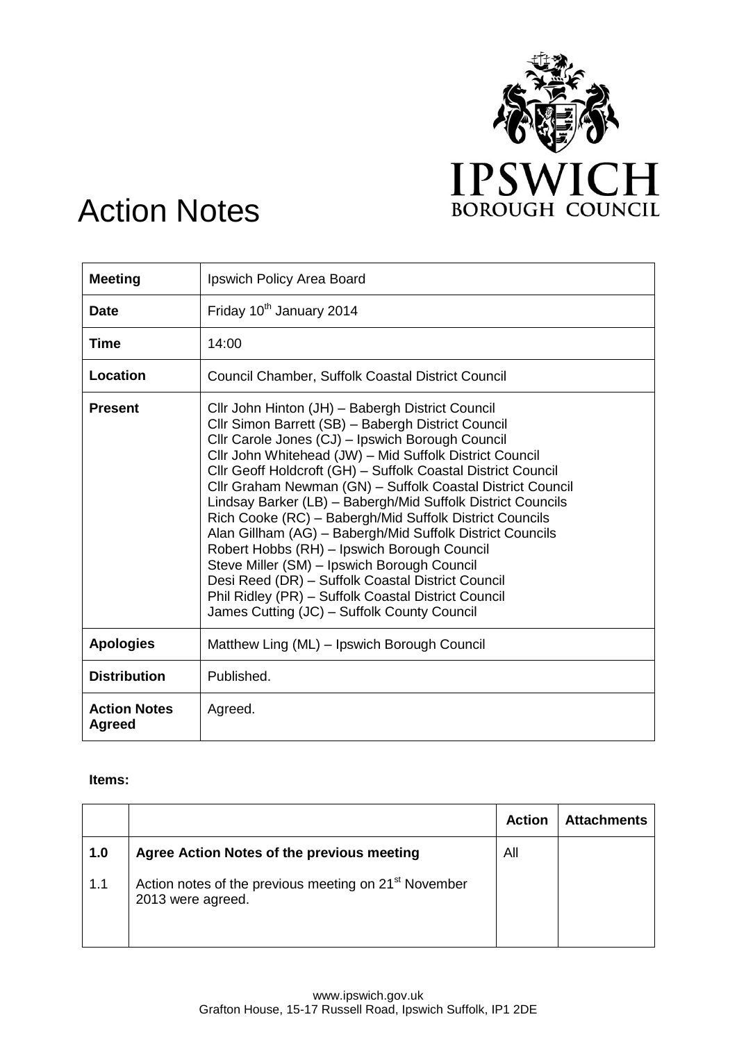# Action Notes

| **Meeting** | Ipswich Policy Area Board |
|---|---|
| **Date** | Friday 10th January 2014 |
| **Time** | 14:00 |
| **Location** | Council Chamber, Suffolk Coastal District Council |
| **Present** | Cllr John Hinton (JH) – Babergh District Council<br>Cllr Simon Barrett (SB) – Babergh District Council<br>Cllr Carole Jones (CJ) – Ipswich Borough Council<br>Cllr John Whitehead (JW) – Mid Suffolk District Council<br>Cllr Geoff Holdcroft (GH) – Suffolk Coastal District Council<br>Cllr Graham Newman (GN) – Suffolk Coastal District Council<br>Lindsay Barker (LB) – Babergh/Mid Suffolk District Councils<br>Rich Cooke (RC) – Babergh/Mid Suffolk District Councils<br>Alan Gillham (AG) – Babergh/Mid Suffolk District Councils<br>Robert Hobbs (RH) – Ipswich Borough Council<br>Steve Miller (SM) – Ipswich Borough Council<br>Desi Reed (DR) – Suffolk Coastal District Council<br>Phil Ridley (PR) – Suffolk Coastal District Council<br>James Cutting (JC) – Suffolk County Council |
| **Apologies** | Matthew Ling (ML) – Ipswich Borough Council |
| **Distribution** | Published. |
| **Action Notes Agreed** | Agreed. |

**Items:**

| | | **Action** | **Attachments** |
|---|---|---|---|
| **1.0** | **Agree Action Notes of the previous meeting** | All | |
| 1.1 | Action notes of the previous meeting on 21st November 2013 were agreed. | | |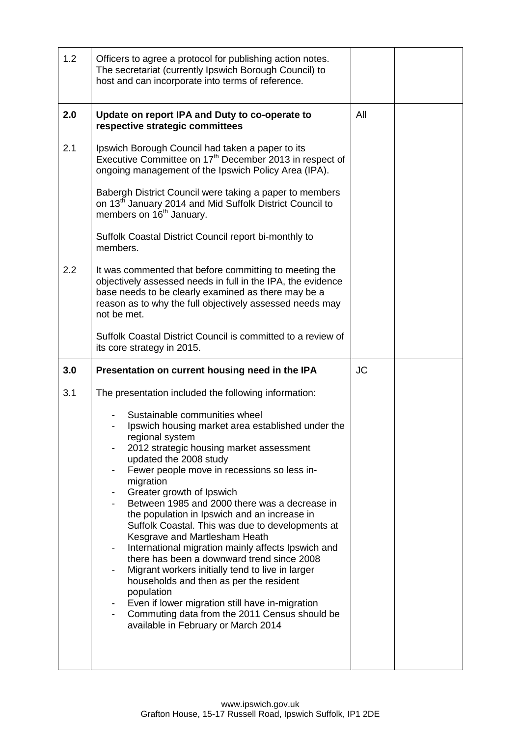| | | | |
|---|---|---|---|
| 1.2 | Officers to agree a protocol for publishing action notes. The secretariat (currently Ipswich Borough Council) to host and can incorporate into terms of reference. | | |
| **2.0** | **Update on report IPA and Duty to co-operate to respective strategic committees** | All | |
| 2.1 | Ipswich Borough Council had taken a paper to its Executive Committee on 17th December 2013 in respect of ongoing management of the Ipswich Policy Area (IPA).<br><br>Babergh District Council were taking a paper to members on 13th January 2014 and Mid Suffolk District Council to members on 16th January.<br><br>Suffolk Coastal District Council report bi-monthly to members. | | |
| 2.2 | It was commented that before committing to meeting the objectively assessed needs in full in the IPA, the evidence base needs to be clearly examined as there may be a reason as to why the full objectively assessed needs may not be met.<br><br>Suffolk Coastal District Council is committed to a review of its core strategy in 2015. | | |
| **3.0** | **Presentation on current housing need in the IPA** | JC | |
| 3.1 | The presentation included the following information:<br><br>- Sustainable communities wheel<br>- Ipswich housing market area established under the regional system<br>- 2012 strategic housing market assessment updated the 2008 study<br>- Fewer people move in recessions so less in-migration<br>- Greater growth of Ipswich<br>- Between 1985 and 2000 there was a decrease in the population in Ipswich and an increase in Suffolk Coastal. This was due to developments at Kesgrave and Martlesham Heath<br>- International migration mainly affects Ipswich and there has been a downward trend since 2008<br>- Migrant workers initially tend to live in larger households and then as per the resident population<br>- Even if lower migration still have in-migration<br>- Commuting data from the 2011 Census should be available in February or March 2014 | | |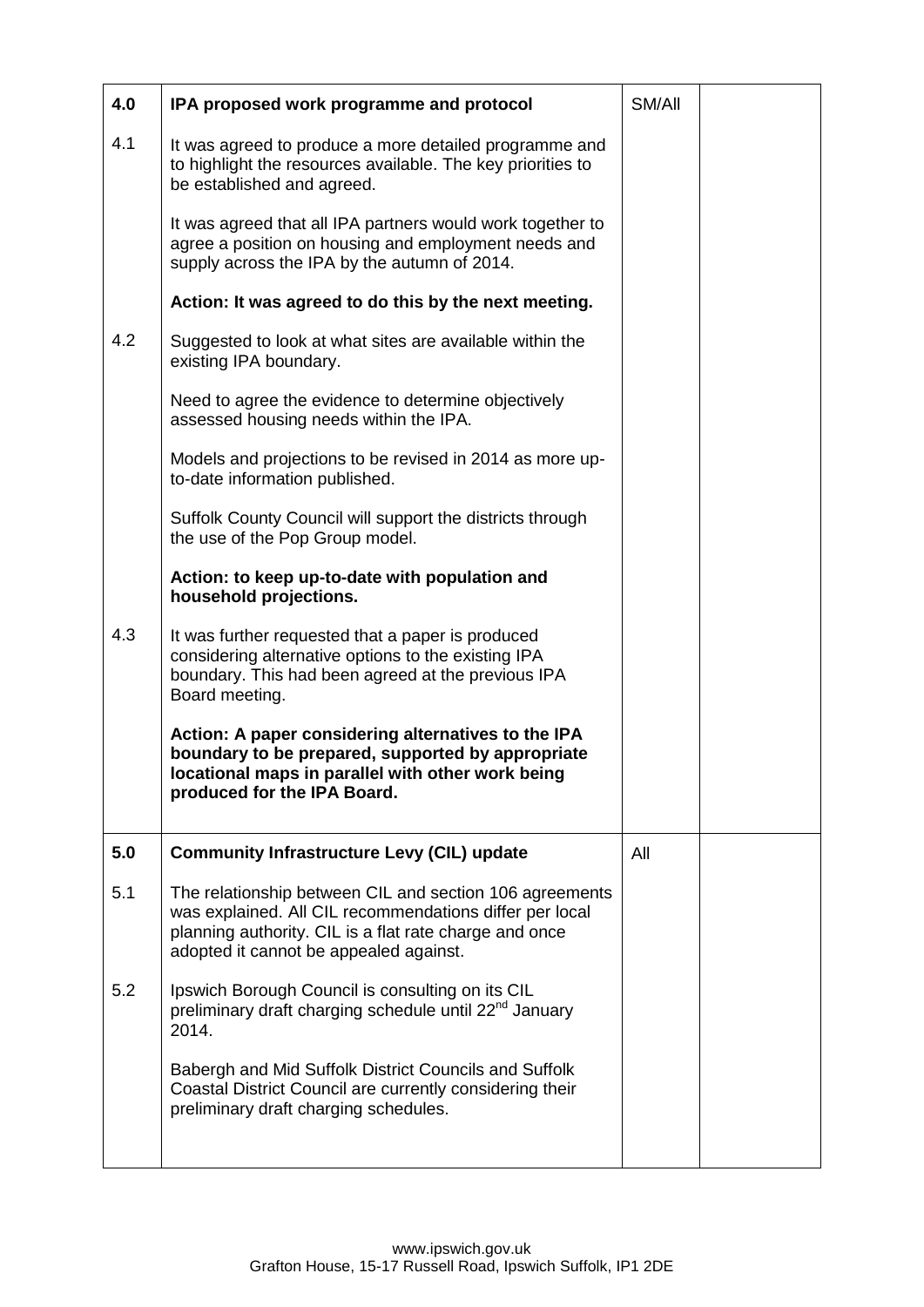| | | | |
|---|---|---|---|
| **4.0** | **IPA proposed work programme and protocol** | SM/All | |
| 4.1 | It was agreed to produce a more detailed programme and to highlight the resources available. The key priorities to be established and agreed.<br><br>It was agreed that all IPA partners would work together to agree a position on housing and employment needs and supply across the IPA by the autumn of 2014.<br><br>**Action: It was agreed to do this by the next meeting.** | | |
| 4.2 | Suggested to look at what sites are available within the existing IPA boundary.<br><br>Need to agree the evidence to determine objectively assessed housing needs within the IPA.<br><br>Models and projections to be revised in 2014 as more up-to-date information published.<br><br>Suffolk County Council will support the districts through the use of the Pop Group model.<br><br>**Action: to keep up-to-date with population and household projections.** | | |
| 4.3 | It was further requested that a paper is produced considering alternative options to the existing IPA boundary. This had been agreed at the previous IPA Board meeting.<br><br>**Action: A paper considering alternatives to the IPA boundary to be prepared, supported by appropriate locational maps in parallel with other work being produced for the IPA Board.** | | |
| **5.0** | **Community Infrastructure Levy (CIL) update** | All | |
| 5.1 | The relationship between CIL and section 106 agreements was explained. All CIL recommendations differ per local planning authority. CIL is a flat rate charge and once adopted it cannot be appealed against. | | |
| 5.2 | Ipswich Borough Council is consulting on its CIL preliminary draft charging schedule until 22nd January 2014.<br><br>Babergh and Mid Suffolk District Councils and Suffolk Coastal District Council are currently considering their preliminary draft charging schedules. | | |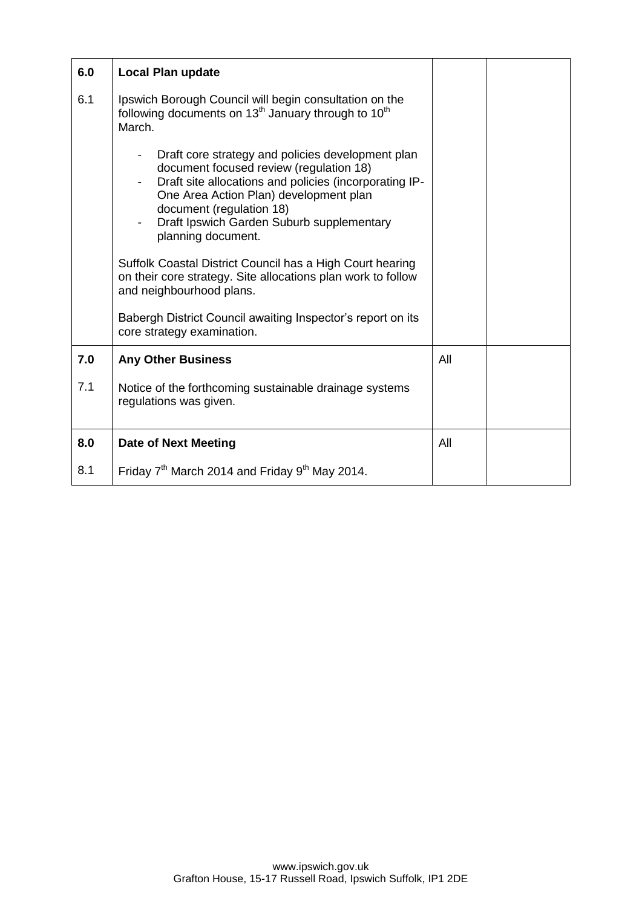| | | | |
|---|---|---|---|
| **6.0** | **Local Plan update** | | |
| 6.1 | Ipswich Borough Council will begin consultation on the following documents on 13th January through to 10th March.<br><br>- Draft core strategy and policies development plan document focused review (regulation 18)<br>- Draft site allocations and policies (incorporating IP-One Area Action Plan) development plan document (regulation 18)<br>- Draft Ipswich Garden Suburb supplementary planning document.<br><br>Suffolk Coastal District Council has a High Court hearing on their core strategy. Site allocations plan work to follow and neighbourhood plans.<br><br>Babergh District Council awaiting Inspector's report on its core strategy examination. | | |
| **7.0** | **Any Other Business** | All | |
| 7.1 | Notice of the forthcoming sustainable drainage systems regulations was given. | | |
| **8.0** | **Date of Next Meeting** | All | |
| 8.1 | Friday 7th March 2014 and Friday 9th May 2014. | | |

www.ipswich.gov.uk
Grafton House, 15-17 Russell Road, Ipswich Suffolk, IP1 2DE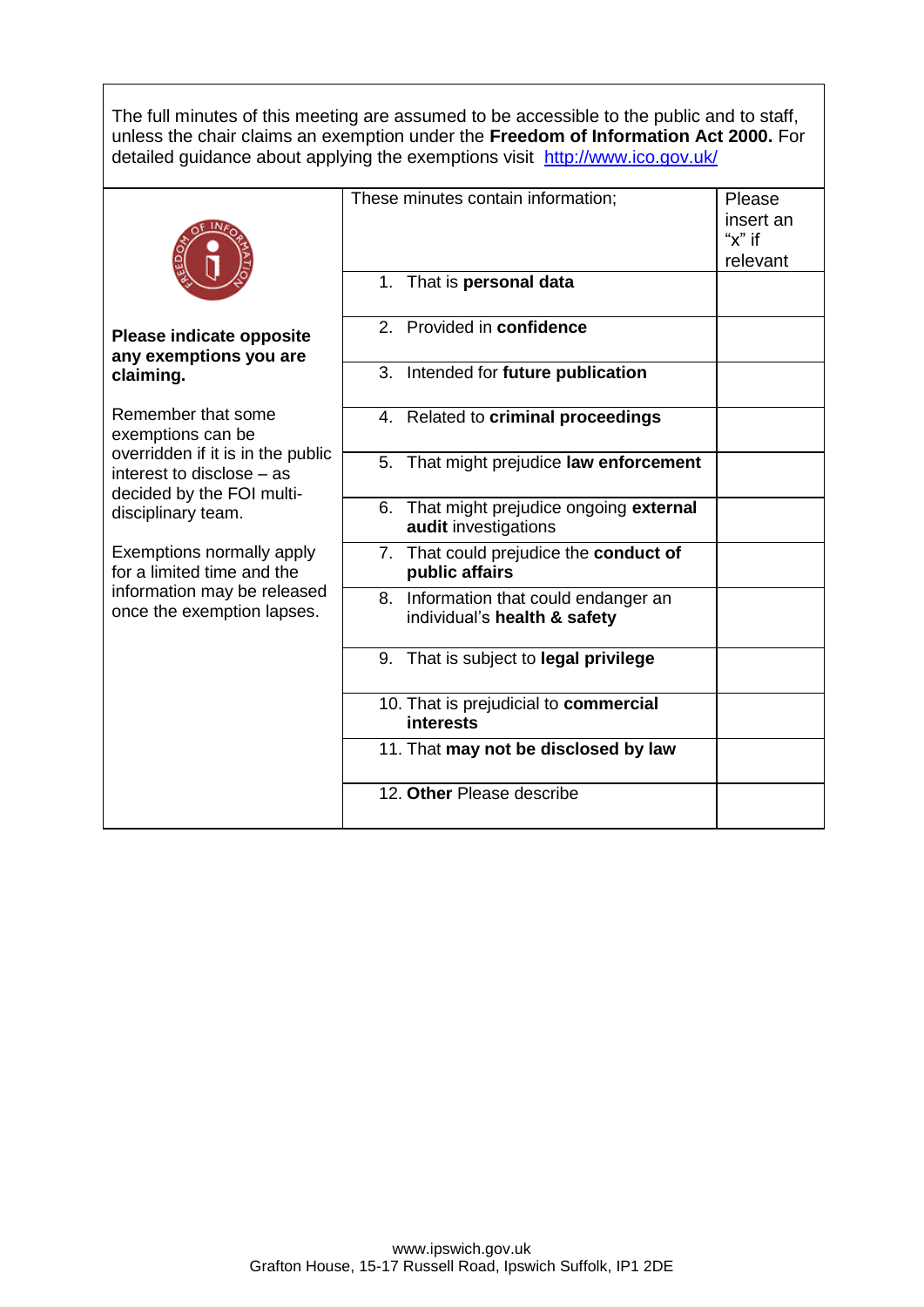The full minutes of this meeting are assumed to be accessible to the public and to staff, unless the chair claims an exemption under the **Freedom of Information Act 2000.** For detailed guidance about applying the exemptions visit http://www.ico.gov.uk/

| | These minutes contain information; | Please insert an "x" if relevant |
|---|---|---|
| **Please indicate opposite any exemptions you are claiming.** | 1. That is **personal data** | |
| Remember that some exemptions can be overridden if it is in the public interest to disclose – as decided by the FOI multi-disciplinary team. | 2. Provided in **confidence** | |
| Exemptions normally apply for a limited time and the information may be released once the exemption lapses. | 3. Intended for **future publication** | |
| | 4. Related to **criminal proceedings** | |
| | 5. That might prejudice **law enforcement** | |
| | 6. That might prejudice ongoing **external audit** investigations | |
| | 7. That could prejudice the **conduct of public affairs** | |
| | 8. Information that could endanger an individual's **health & safety** | |
| | 9. That is subject to **legal privilege** | |
| | 10. That is prejudicial to **commercial interests** | |
| | 11. That **may not be disclosed by law** | |
| | 12. **Other** Please describe | |

www.ipswich.gov.uk
Grafton House, 15-17 Russell Road, Ipswich Suffolk, IP1 2DE